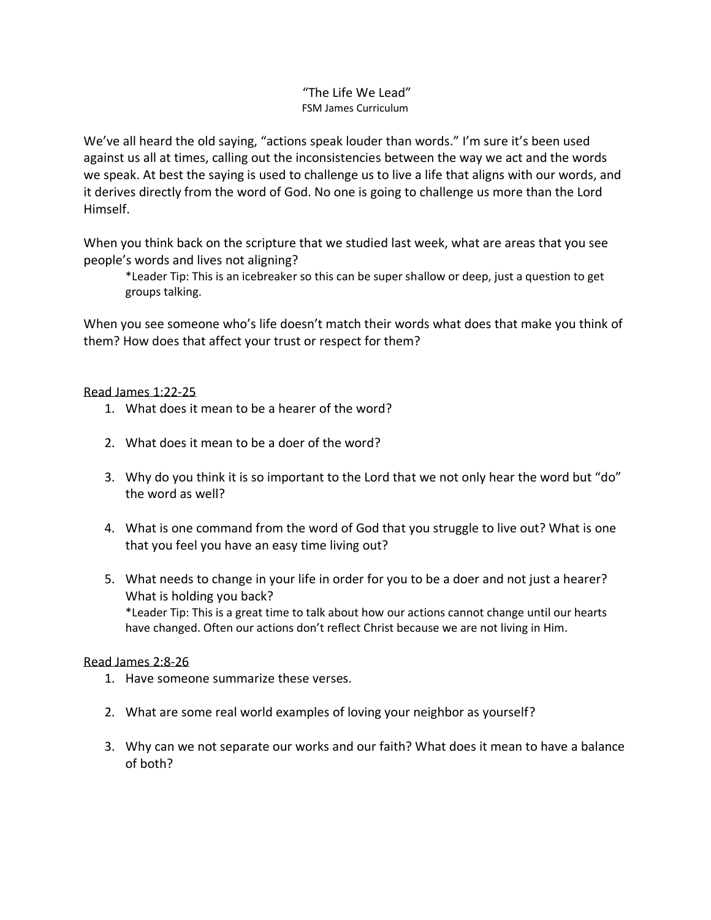# "The Life We Lead"

FSM James Curriculum

We've all heard the old saying, "actions speak louder than words." I'm sure it's been used against us all at times, calling out the inconsistencies between the way we act and the words we speak. At best the saying is used to challenge us to live a life that aligns with our words, and it derives directly from the word of God. No one is going to challenge us more than the Lord Himself.

When you think back on the scripture that we studied last week, what are areas that you see people's words and lives not aligning?

> *Leader Tip: This is an icebreaker so this can be super shallow or deep, just a question to get groups talking.

When you see someone who's life doesn't match their words what does that make you think of them? How does that affect your trust or respect for them?

<u>Read James 1:22-25</u>

1. What does it mean to be a hearer of the word?

2. What does it mean to be a doer of the word?

3. Why do you think it is so important to the Lord that we not only hear the word but "do" the word as well?

4. What is one command from the word of God that you struggle to live out? What is one that you feel you have an easy time living out?

5. What needs to change in your life in order for you to be a doer and not just a hearer? What is holding you back?
   *Leader Tip: This is a great time to talk about how our actions cannot change until our hearts have changed. Often our actions don't reflect Christ because we are not living in Him.

<u>Read James 2:8-26</u>

1. Have someone summarize these verses.

2. What are some real world examples of loving your neighbor as yourself?

3. Why can we not separate our works and our faith? What does it mean to have a balance of both?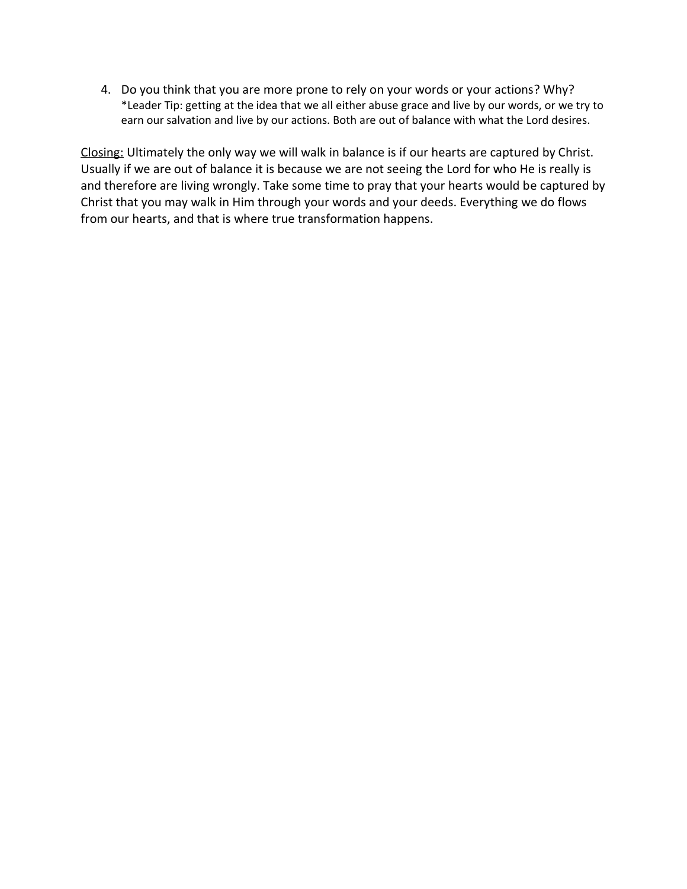4. Do you think that you are more prone to rely on your words or your actions? Why?
   *Leader Tip: getting at the idea that we all either abuse grace and live by our words, or we try to earn our salvation and live by our actions. Both are out of balance with what the Lord desires.

<u>Closing:</u> Ultimately the only way we will walk in balance is if our hearts are captured by Christ. Usually if we are out of balance it is because we are not seeing the Lord for who He is really is and therefore are living wrongly. Take some time to pray that your hearts would be captured by Christ that you may walk in Him through your words and your deeds. Everything we do flows from our hearts, and that is where true transformation happens.